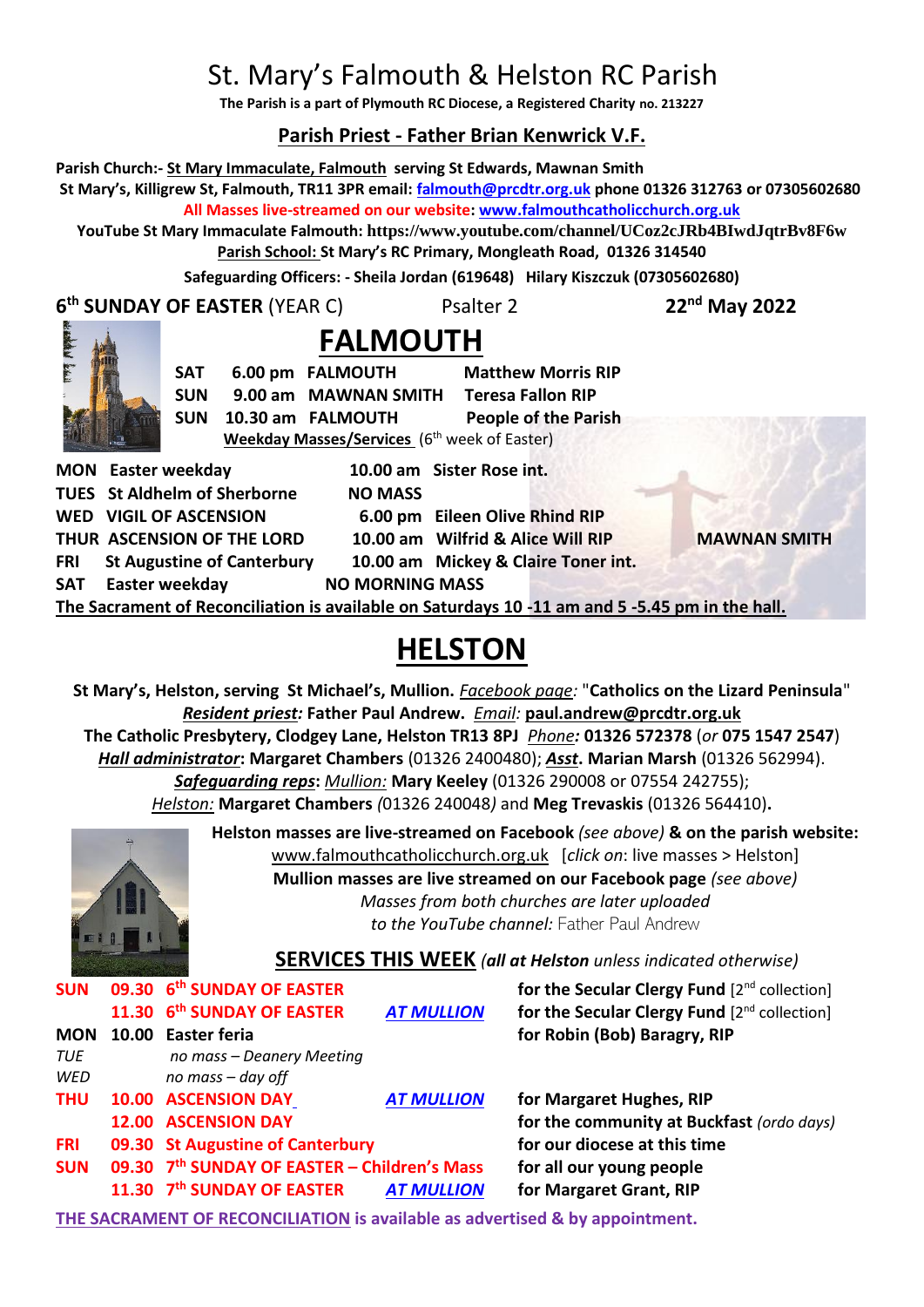# St. Mary's Falmouth & Helston RC Parish

**The Parish is a part of Plymouth RC Diocese, a Registered Charity no. 213227**

## Parish Priest - Father Brian Kenwrick V.F.

**Parish Church:- St Mary Immaculate, Falmouth serving St Edwards, Mawnan Smith**
**St Mary's, Killigrew St, Falmouth, TR11 3PR email: falmouth@prcdtr.org.uk phone 01326 312763 or 07305602680**
**All Masses live-streamed on our website: www.falmouthcatholicchurch.org.uk**
**YouTube St Mary Immaculate Falmouth: https://www.youtube.com/channel/UCoz2cJRb4BIwdJqtrBv8F6w**
**Parish School: St Mary's RC Primary, Mongleath Road, 01326 314540**

**Safeguarding Officers: - Sheila Jordan (619648) Hilary Kiszczuk (07305602680)**

**6th SUNDAY OF EASTER** (YEAR C) Psalter 2 **22nd May 2022**

# FALMOUTH

| | | | |
|---|---|---|---|
| **SAT** | **6.00 pm** | **FALMOUTH** | **Matthew Morris RIP** |
| **SUN** | **9.00 am** | **MAWNAN SMITH** | **Teresa Fallon RIP** |
| **SUN** | **10.30 am** | **FALMOUTH** | **People of the Parish** |

**Weekday Masses/Services** (6th week of Easter)

| | | | |
|---|---|---|---|
| **MON Easter weekday** | **10.00 am** | **Sister Rose int.** | |
| **TUES St Aldhelm of Sherborne** | **NO MASS** | | |
| **WED VIGIL OF ASCENSION** | **6.00 pm** | **Eileen Olive Rhind RIP** | |
| **THUR ASCENSION OF THE LORD** | **10.00 am** | **Wilfrid & Alice Will RIP** | **MAWNAN SMITH** |
| **FRI St Augustine of Canterbury** | **10.00 am** | **Mickey & Claire Toner int.** | |
| **SAT Easter weekday** | **NO MORNING MASS** | | |

**The Sacrament of Reconciliation is available on Saturdays 10 -11 am and 5 -5.45 pm in the hall.**

# HELSTON

**St Mary's, Helston, serving St Michael's, Mullion.** *Facebook page:* "**Catholics on the Lizard Peninsula**"
***Resident priest:* Father Paul Andrew.** *Email:* **paul.andrew@prcdtr.org.uk**
**The Catholic Presbytery, Clodgey Lane, Helston TR13 8PJ** *Phone:* **01326 572378** (*or* **075 1547 2547**)
***Hall administrator*: Margaret Chambers** (01326 2400480); ***Asst*. Marian Marsh** (01326 562994).
***Safeguarding reps*:** *Mullion:* **Mary Keeley** (01326 290008 or 07554 242755);
*Helston:* **Margaret Chambers** *(*01326 240048*)* and **Meg Trevaskis** (01326 564410).

**Helston masses are live-streamed on Facebook** *(see above)* **& on the parish website:**
www.falmouthcatholicchurch.org.uk [*click on*: live masses > Helston]
**Mullion masses are live streamed on our Facebook page** *(see above)*
*Masses from both churches are later uploaded to the YouTube channel:* Father Paul Andrew

## SERVICES THIS WEEK *(all at Helston unless indicated otherwise)*

| | | | | |
|---|---|---|---|---|
| **SUN** | **09.30** | **6th SUNDAY OF EASTER** | | **for the Secular Clergy Fund** [2nd collection] |
| | **11.30** | **6th SUNDAY OF EASTER** | ***AT MULLION*** | **for the Secular Clergy Fund** [2nd collection] |
| **MON** | **10.00** | **Easter feria** | | **for Robin (Bob) Baragry, RIP** |
| *TUE* | | *no mass – Deanery Meeting* | | |
| *WED* | | *no mass – day off* | | |
| **THU** | **10.00** | **ASCENSION DAY** | ***AT MULLION*** | **for Margaret Hughes, RIP** |
| | **12.00** | **ASCENSION DAY** | | **for the community at Buckfast** *(ordo days)* |
| **FRI** | **09.30** | **St Augustine of Canterbury** | | **for our diocese at this time** |
| **SUN** | **09.30** | **7th SUNDAY OF EASTER – Children's Mass** | | **for all our young people** |
| | **11.30** | **7th SUNDAY OF EASTER** | ***AT MULLION*** | **for Margaret Grant, RIP** |

**THE SACRAMENT OF RECONCILIATION is available as advertised & by appointment.**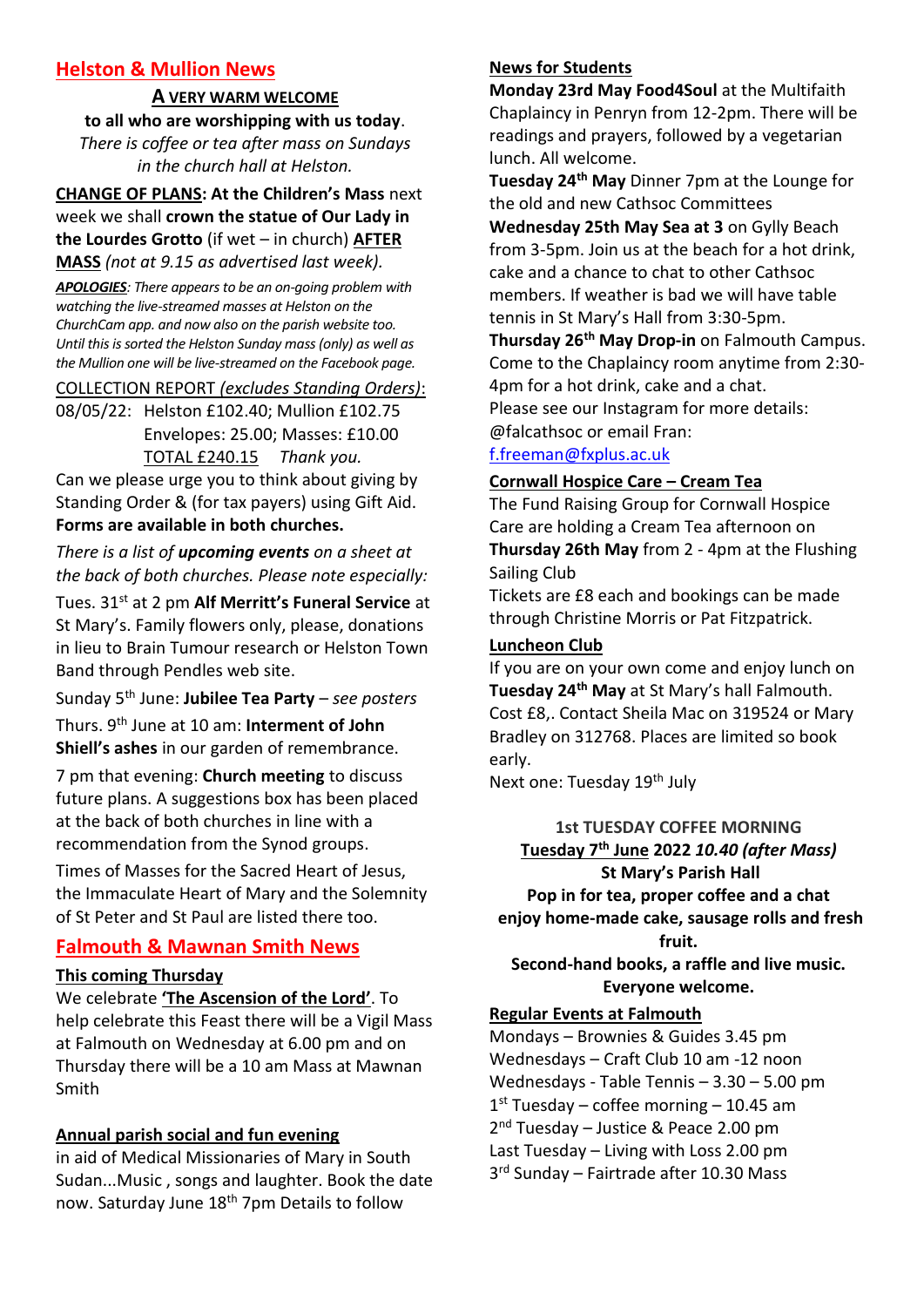## Helston & Mullion News

**A VERY WARM WELCOME**

**to all who are worshipping with us today**.

*There is coffee or tea after mass on Sundays in the church hall at Helston.*

**CHANGE OF PLANS: At the Children's Mass** next week we shall **crown the statue of Our Lady in the Lourdes Grotto** (if wet – in church) **AFTER MASS** *(not at 9.15 as advertised last week).*

***APOLOGIES****: There appears to be an on-going problem with watching the live-streamed masses at Helston on the ChurchCam app. and now also on the parish website too. Until this is sorted the Helston Sunday mass (only) as well as the Mullion one will be live-streamed on the Facebook page.*

COLLECTION REPORT *(excludes Standing Orders)*:

08/05/22: Helston £102.40; Mullion £102.75
Envelopes: 25.00; Masses: £10.00
TOTAL £240.15 *Thank you.*

Can we please urge you to think about giving by Standing Order & (for tax payers) using Gift Aid. **Forms are available in both churches.**

*There is a list of **upcoming events** on a sheet at the back of both churches. Please note especially:*

Tues. 31st at 2 pm **Alf Merritt's Funeral Service** at St Mary's. Family flowers only, please, donations in lieu to Brain Tumour research or Helston Town Band through Pendles web site.

Sunday 5th June: **Jubilee Tea Party** – *see posters*

Thurs. 9th June at 10 am: **Interment of John Shiell's ashes** in our garden of remembrance.

7 pm that evening: **Church meeting** to discuss future plans. A suggestions box has been placed at the back of both churches in line with a recommendation from the Synod groups.

Times of Masses for the Sacred Heart of Jesus, the Immaculate Heart of Mary and the Solemnity of St Peter and St Paul are listed there too.

## Falmouth & Mawnan Smith News

**This coming Thursday**

We celebrate **'The Ascension of the Lord'**. To help celebrate this Feast there will be a Vigil Mass at Falmouth on Wednesday at 6.00 pm and on Thursday there will be a 10 am Mass at Mawnan Smith

**Annual parish social and fun evening**

in aid of Medical Missionaries of Mary in South Sudan...Music , songs and laughter. Book the date now. Saturday June 18th 7pm Details to follow

**News for Students**

**Monday 23rd May Food4Soul** at the Multifaith Chaplaincy in Penryn from 12-2pm. There will be readings and prayers, followed by a vegetarian lunch. All welcome.

**Tuesday 24th May** Dinner 7pm at the Lounge for the old and new Cathsoc Committees

**Wednesday 25th May Sea at 3** on Gylly Beach from 3-5pm. Join us at the beach for a hot drink, cake and a chance to chat to other Cathsoc members. If weather is bad we will have table tennis in St Mary's Hall from 3:30-5pm.

**Thursday 26th May Drop-in** on Falmouth Campus. Come to the Chaplaincy room anytime from 2:30-4pm for a hot drink, cake and a chat.

Please see our Instagram for more details: @falcathsoc or email Fran: f.freeman@fxplus.ac.uk

**Cornwall Hospice Care – Cream Tea**

The Fund Raising Group for Cornwall Hospice Care are holding a Cream Tea afternoon on **Thursday 26th May** from 2 - 4pm at the Flushing Sailing Club

Tickets are £8 each and bookings can be made through Christine Morris or Pat Fitzpatrick.

**Luncheon Club**

If you are on your own come and enjoy lunch on **Tuesday 24th May** at St Mary's hall Falmouth. Cost £8,. Contact Sheila Mac on 319524 or Mary Bradley on 312768. Places are limited so book early.

Next one: Tuesday 19th July

**1st TUESDAY COFFEE MORNING**

**Tuesday 7th June 2022** ***10.40 (after Mass)***

**St Mary's Parish Hall**

**Pop in for tea, proper coffee and a chat enjoy home-made cake, sausage rolls and fresh fruit.**

**Second-hand books, a raffle and live music.**

**Everyone welcome.**

**Regular Events at Falmouth**

Mondays – Brownies & Guides 3.45 pm
Wednesdays – Craft Club 10 am -12 noon
Wednesdays - Table Tennis – 3.30 – 5.00 pm
1st Tuesday – coffee morning – 10.45 am
2nd Tuesday – Justice & Peace 2.00 pm
Last Tuesday – Living with Loss 2.00 pm
3rd Sunday – Fairtrade after 10.30 Mass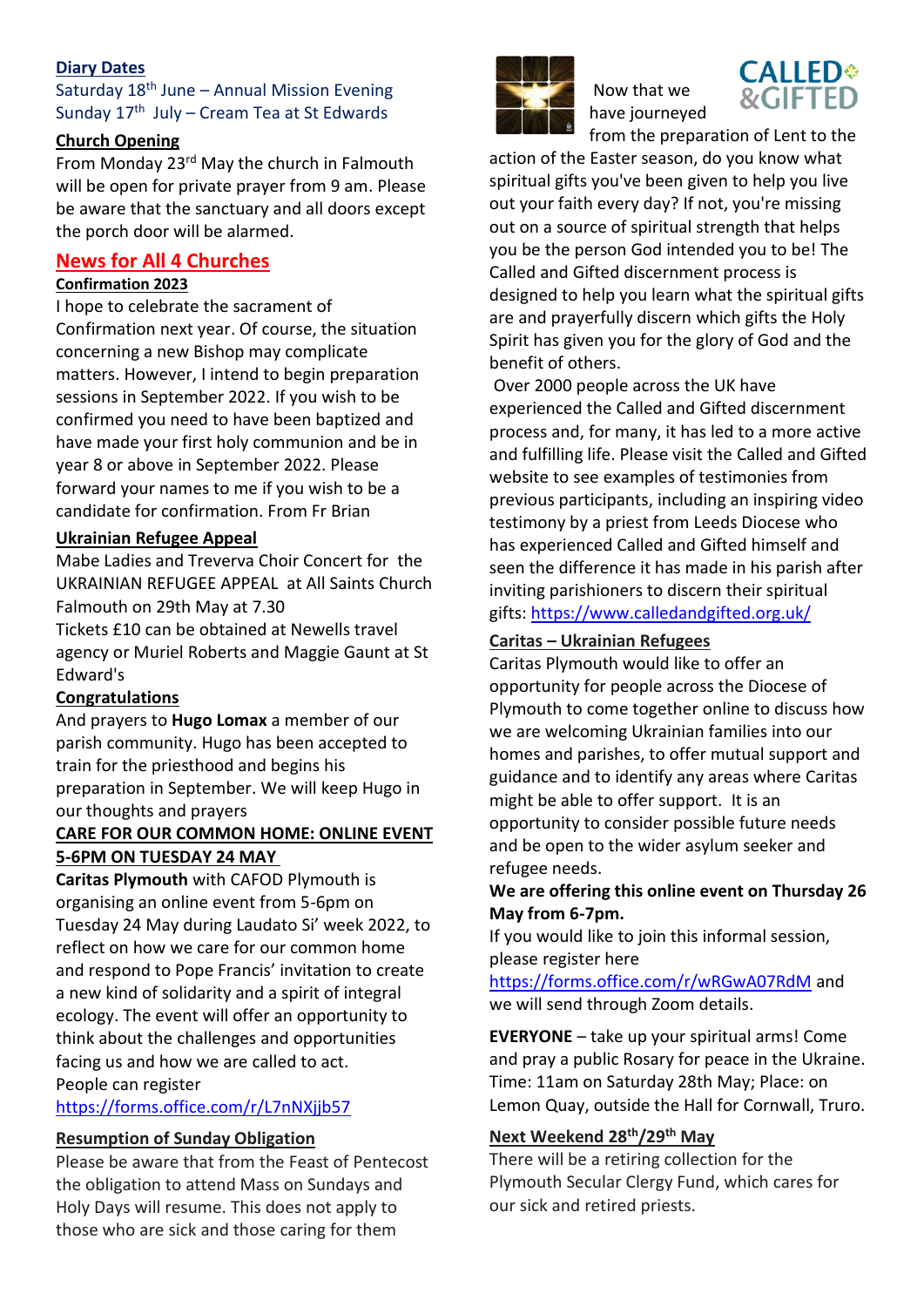**Diary Dates**

Saturday 18th June – Annual Mission Evening

Sunday 17th July – Cream Tea at St Edwards

**Church Opening**

From Monday 23rd May the church in Falmouth will be open for private prayer from 9 am. Please be aware that the sanctuary and all doors except the porch door will be alarmed.

## News for All 4 Churches

**Confirmation 2023**

I hope to celebrate the sacrament of Confirmation next year. Of course, the situation concerning a new Bishop may complicate matters. However, I intend to begin preparation sessions in September 2022. If you wish to be confirmed you need to have been baptized and have made your first holy communion and be in year 8 or above in September 2022. Please forward your names to me if you wish to be a candidate for confirmation. From Fr Brian

**Ukrainian Refugee Appeal**

Mabe Ladies and Treverva Choir Concert for the UKRAINIAN REFUGEE APPEAL at All Saints Church Falmouth on 29th May at 7.30

Tickets £10 can be obtained at Newells travel agency or Muriel Roberts and Maggie Gaunt at St Edward's

**Congratulations**

And prayers to **Hugo Lomax** a member of our parish community. Hugo has been accepted to train for the priesthood and begins his preparation in September. We will keep Hugo in our thoughts and prayers

**CARE FOR OUR COMMON HOME: ONLINE EVENT 5-6PM ON TUESDAY 24 MAY**

**Caritas Plymouth** with CAFOD Plymouth is organising an online event from 5-6pm on Tuesday 24 May during Laudato Si' week 2022, to reflect on how we care for our common home and respond to Pope Francis' invitation to create a new kind of solidarity and a spirit of integral ecology. The event will offer an opportunity to think about the challenges and opportunities facing us and how we are called to act.

People can register https://forms.office.com/r/L7nNXjjb57

**Resumption of Sunday Obligation**

Please be aware that from the Feast of Pentecost the obligation to attend Mass on Sundays and Holy Days will resume. This does not apply to those who are sick and those caring for them

**CALLED & GIFTED**

Now that we have journeyed from the preparation of Lent to the action of the Easter season, do you know what spiritual gifts you've been given to help you live out your faith every day? If not, you're missing out on a source of spiritual strength that helps you be the person God intended you to be! The Called and Gifted discernment process is designed to help you learn what the spiritual gifts are and prayerfully discern which gifts the Holy Spirit has given you for the glory of God and the benefit of others.

Over 2000 people across the UK have experienced the Called and Gifted discernment process and, for many, it has led to a more active and fulfilling life. Please visit the Called and Gifted website to see examples of testimonies from previous participants, including an inspiring video testimony by a priest from Leeds Diocese who has experienced Called and Gifted himself and seen the difference it has made in his parish after inviting parishioners to discern their spiritual gifts: https://www.calledandgifted.org.uk/

**Caritas – Ukrainian Refugees**

Caritas Plymouth would like to offer an opportunity for people across the Diocese of Plymouth to come together online to discuss how we are welcoming Ukrainian families into our homes and parishes, to offer mutual support and guidance and to identify any areas where Caritas might be able to offer support. It is an opportunity to consider possible future needs and be open to the wider asylum seeker and refugee needs.

**We are offering this online event on Thursday 26 May from 6-7pm.**

If you would like to join this informal session, please register here https://forms.office.com/r/wRGwA07RdM and we will send through Zoom details.

**EVERYONE** – take up your spiritual arms! Come and pray a public Rosary for peace in the Ukraine. Time: 11am on Saturday 28th May; Place: on Lemon Quay, outside the Hall for Cornwall, Truro.

**Next Weekend 28th/29th May**

There will be a retiring collection for the Plymouth Secular Clergy Fund, which cares for our sick and retired priests.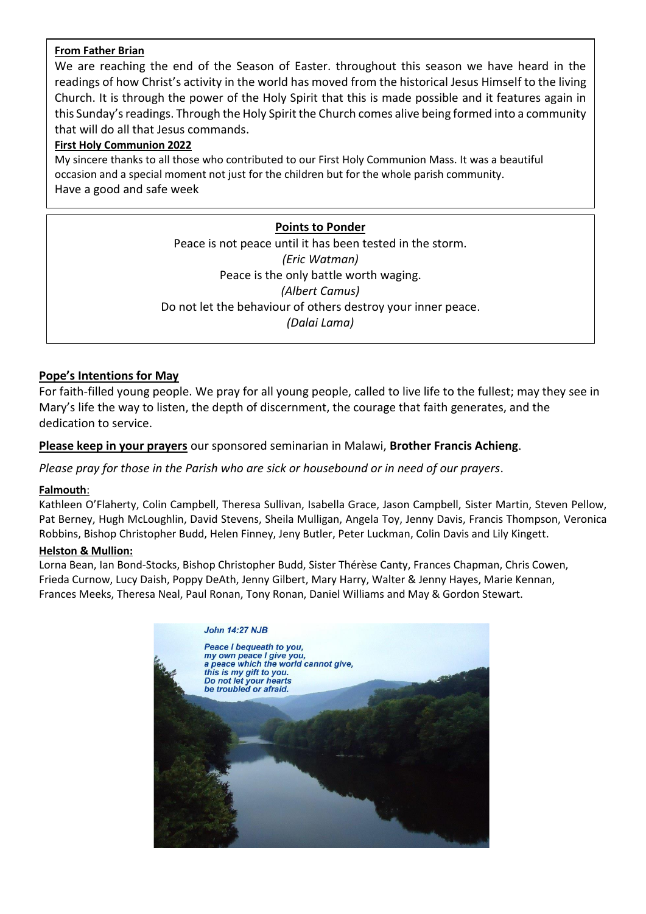**From Father Brian**

We are reaching the end of the Season of Easter. throughout this season we have heard in the readings of how Christ's activity in the world has moved from the historical Jesus Himself to the living Church. It is through the power of the Holy Spirit that this is made possible and it features again in this Sunday's readings. Through the Holy Spirit the Church comes alive being formed into a community that will do all that Jesus commands.

**First Holy Communion 2022**

My sincere thanks to all those who contributed to our First Holy Communion Mass. It was a beautiful occasion and a special moment not just for the children but for the whole parish community.

Have a good and safe week

**Points to Ponder**

Peace is not peace until it has been tested in the storm.

*(Eric Watman)*

Peace is the only battle worth waging.

*(Albert Camus)*

Do not let the behaviour of others destroy your inner peace.

*(Dalai Lama)*

**Pope's Intentions for May**

For faith-filled young people. We pray for all young people, called to live life to the fullest; may they see in Mary's life the way to listen, the depth of discernment, the courage that faith generates, and the dedication to service.

**Please keep in your prayers** our sponsored seminarian in Malawi, **Brother Francis Achieng**.

*Please pray for those in the Parish who are sick or housebound or in need of our prayers*.

**Falmouth**:

Kathleen O'Flaherty, Colin Campbell, Theresa Sullivan, Isabella Grace, Jason Campbell, Sister Martin, Steven Pellow, Pat Berney, Hugh McLoughlin, David Stevens, Sheila Mulligan, Angela Toy, Jenny Davis, Francis Thompson, Veronica Robbins, Bishop Christopher Budd, Helen Finney, Jeny Butler, Peter Luckman, Colin Davis and Lily Kingett.

**Helston & Mullion:**

Lorna Bean, Ian Bond-Stocks, Bishop Christopher Budd, Sister Thérèse Canty, Frances Chapman, Chris Cowen, Frieda Curnow, Lucy Daish, Poppy DeAth, Jenny Gilbert, Mary Harry, Walter & Jenny Hayes, Marie Kennan, Frances Meeks, Theresa Neal, Paul Ronan, Tony Ronan, Daniel Williams and May & Gordon Stewart.

*John 14:27 NJB*

*Peace I bequeath to you,*
*my own peace I give you,*
*a peace which the world cannot give,*
*this is my gift to you.*
*Do not let your hearts*
*be troubled or afraid.*